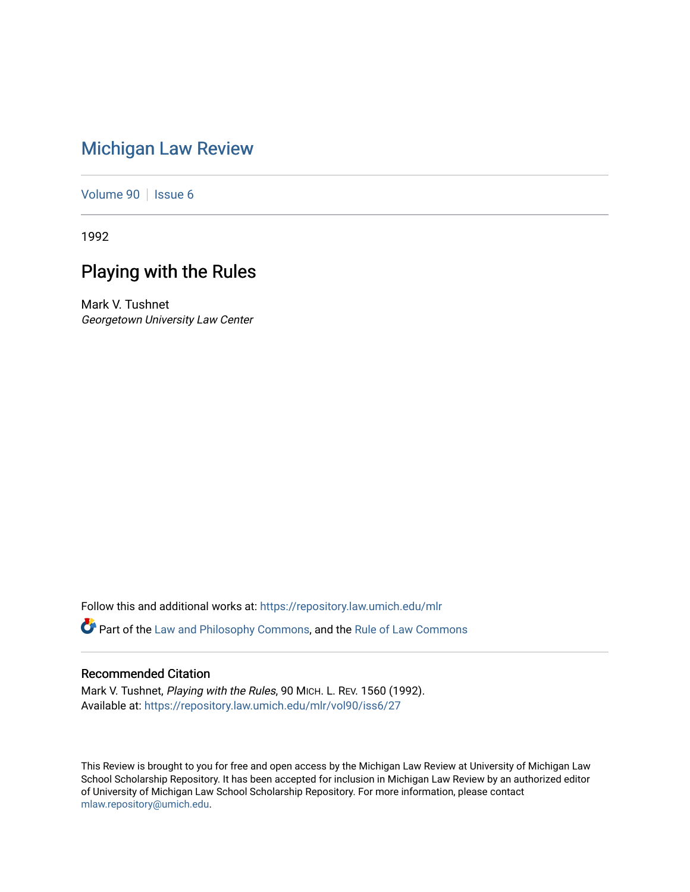# Michigan Law Review

Volume 90 | Issue 6

1992

## Playing with the Rules

Mark V. Tushnet
*Georgetown University Law Center*

Follow this and additional works at: https://repository.law.umich.edu/mlr

Part of the Law and Philosophy Commons, and the Rule of Law Commons

### Recommended Citation

Mark V. Tushnet, *Playing with the Rules*, 90 MICH. L. REV. 1560 (1992).
Available at: https://repository.law.umich.edu/mlr/vol90/iss6/27

This Review is brought to you for free and open access by the Michigan Law Review at University of Michigan Law School Scholarship Repository. It has been accepted for inclusion in Michigan Law Review by an authorized editor of University of Michigan Law School Scholarship Repository. For more information, please contact mlaw.repository@umich.edu.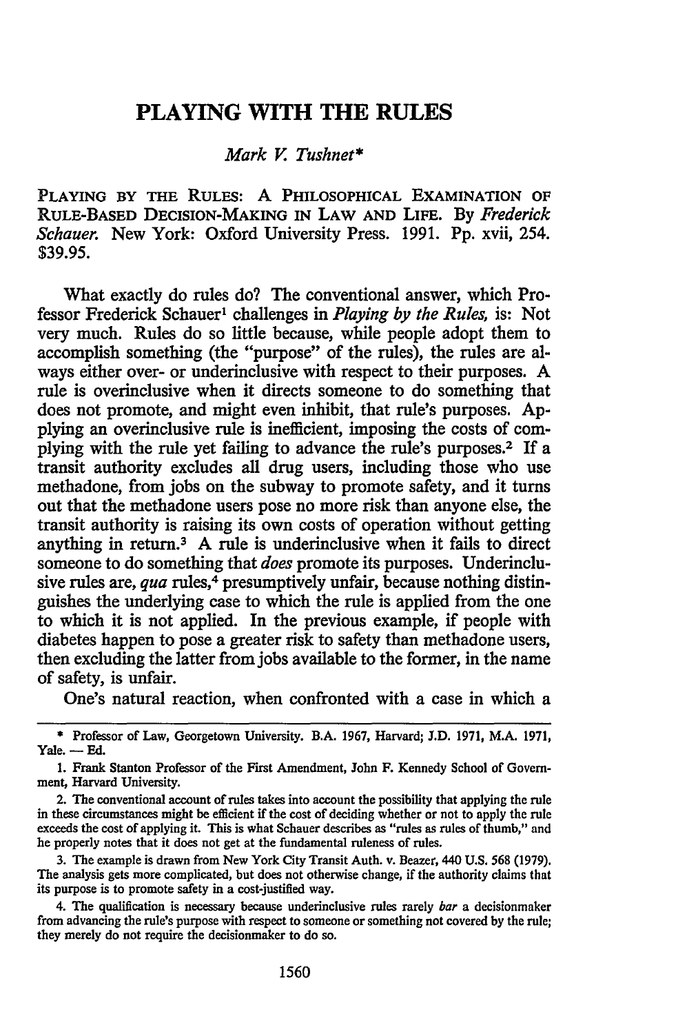# PLAYING WITH THE RULES

*Mark V. Tushnet*\*

PLAYING BY THE RULES: A PHILOSOPHICAL EXAMINATION OF RULE-BASED DECISION-MAKING IN LAW AND LIFE. By *Frederick Schauer.* New York: Oxford University Press. 1991. Pp. xvii, 254. $39.95.

What exactly do rules do? The conventional answer, which Professor Frederick Schauer[1] challenges in *Playing by the Rules,* is: Not very much. Rules do so little because, while people adopt them to accomplish something (the "purpose" of the rules), the rules are always either over- or underinclusive with respect to their purposes. A rule is overinclusive when it directs someone to do something that does not promote, and might even inhibit, that rule's purposes. Applying an overinclusive rule is inefficient, imposing the costs of complying with the rule yet failing to advance the rule's purposes.[2] If a transit authority excludes all drug users, including those who use methadone, from jobs on the subway to promote safety, and it turns out that the methadone users pose no more risk than anyone else, the transit authority is raising its own costs of operation without getting anything in return.[3] A rule is underinclusive when it fails to direct someone to do something that *does* promote its purposes. Underinclusive rules are, *qua* rules,[4] presumptively unfair, because nothing distinguishes the underlying case to which the rule is applied from the one to which it is not applied. In the previous example, if people with diabetes happen to pose a greater risk to safety than methadone users, then excluding the latter from jobs available to the former, in the name of safety, is unfair.

One's natural reaction, when confronted with a case in which a

---

\* Professor of Law, Georgetown University. B.A. 1967, Harvard; J.D. 1971, M.A. 1971, Yale. — Ed.

1. Frank Stanton Professor of the First Amendment, John F. Kennedy School of Government, Harvard University.

2. The conventional account of rules takes into account the possibility that applying the rule in these circumstances might be efficient if the cost of deciding whether or not to apply the rule exceeds the cost of applying it. This is what Schauer describes as "rules as rules of thumb," and he properly notes that it does not get at the fundamental ruleness of rules.

3. The example is drawn from New York City Transit Auth. v. Beazer, 440 U.S. 568 (1979). The analysis gets more complicated, but does not otherwise change, if the authority claims that its purpose is to promote safety in a cost-justified way.

4. The qualification is necessary because underinclusive rules rarely *bar* a decisionmaker from advancing the rule's purpose with respect to someone or something not covered by the rule; they merely do not require the decisionmaker to do so.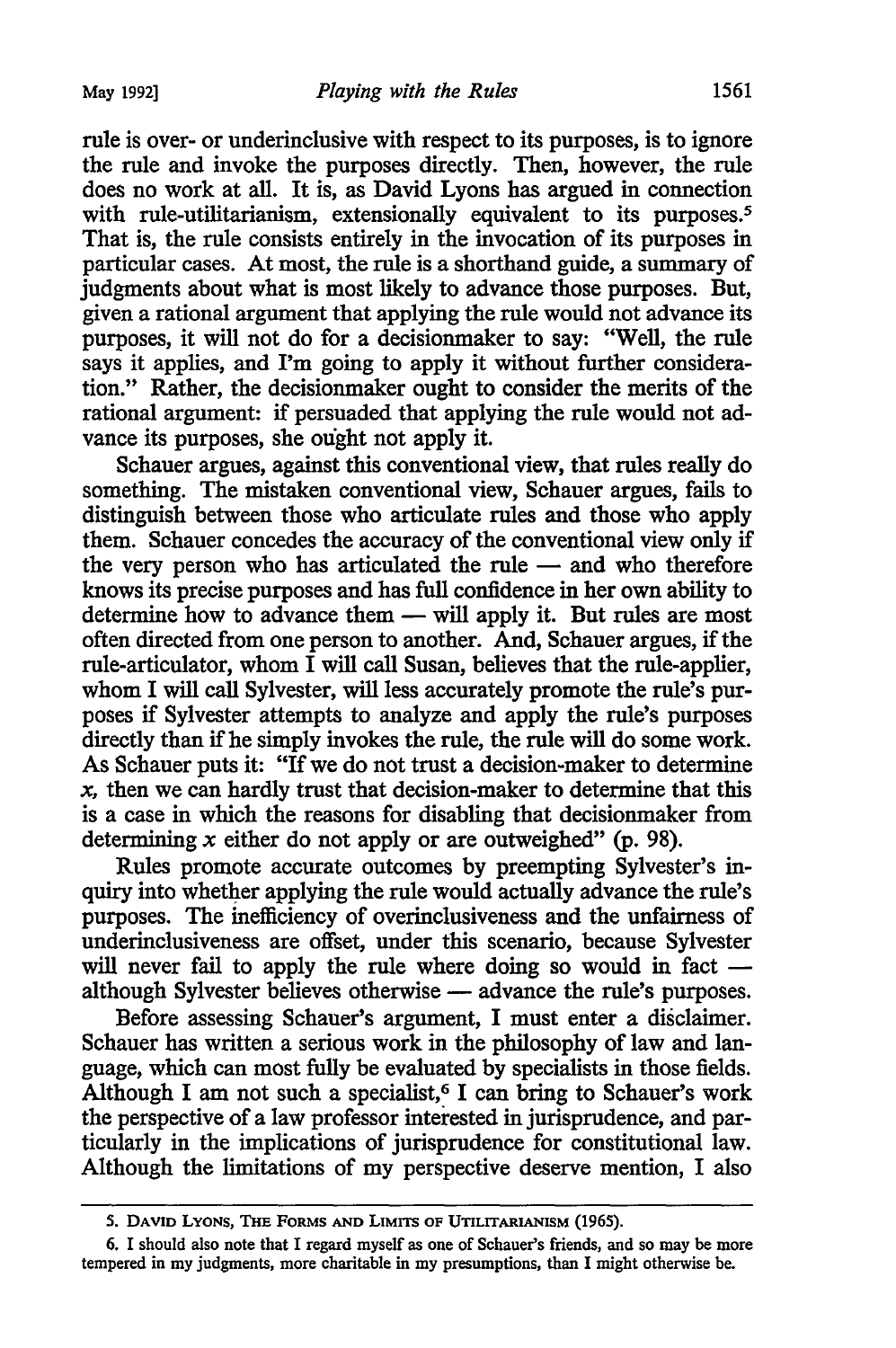rule is over- or underinclusive with respect to its purposes, is to ignore the rule and invoke the purposes directly. Then, however, the rule does no work at all. It is, as David Lyons has argued in connection with rule-utilitarianism, extensionally equivalent to its purposes.[5] That is, the rule consists entirely in the invocation of its purposes in particular cases. At most, the rule is a shorthand guide, a summary of judgments about what is most likely to advance those purposes. But, given a rational argument that applying the rule would not advance its purposes, it will not do for a decisionmaker to say: "Well, the rule says it applies, and I'm going to apply it without further consideration." Rather, the decisionmaker ought to consider the merits of the rational argument: if persuaded that applying the rule would not advance its purposes, she ought not apply it.

Schauer argues, against this conventional view, that rules really do something. The mistaken conventional view, Schauer argues, fails to distinguish between those who articulate rules and those who apply them. Schauer concedes the accuracy of the conventional view only if the very person who has articulated the rule — and who therefore knows its precise purposes and has full confidence in her own ability to determine how to advance them — will apply it. But rules are most often directed from one person to another. And, Schauer argues, if the rule-articulator, whom I will call Susan, believes that the rule-applier, whom I will call Sylvester, will less accurately promote the rule's purposes if Sylvester attempts to analyze and apply the rule's purposes directly than if he simply invokes the rule, the rule will do some work. As Schauer puts it: "If we do not trust a decision-maker to determine *x*, then we can hardly trust that decision-maker to determine that this is a case in which the reasons for disabling that decisionmaker from determining *x* either do not apply or are outweighed" (p. 98).

Rules promote accurate outcomes by preempting Sylvester's inquiry into whether applying the rule would actually advance the rule's purposes. The inefficiency of overinclusiveness and the unfairness of underinclusiveness are offset, under this scenario, because Sylvester will never fail to apply the rule where doing so would in fact — although Sylvester believes otherwise — advance the rule's purposes.

Before assessing Schauer's argument, I must enter a disclaimer. Schauer has written a serious work in the philosophy of law and language, which can most fully be evaluated by specialists in those fields. Although I am not such a specialist,[6] I can bring to Schauer's work the perspective of a law professor interested in jurisprudence, and particularly in the implications of jurisprudence for constitutional law. Although the limitations of my perspective deserve mention, I also

5. DAVID LYONS, THE FORMS AND LIMITS OF UTILITARIANISM (1965).

6. I should also note that I regard myself as one of Schauer's friends, and so may be more tempered in my judgments, more charitable in my presumptions, than I might otherwise be.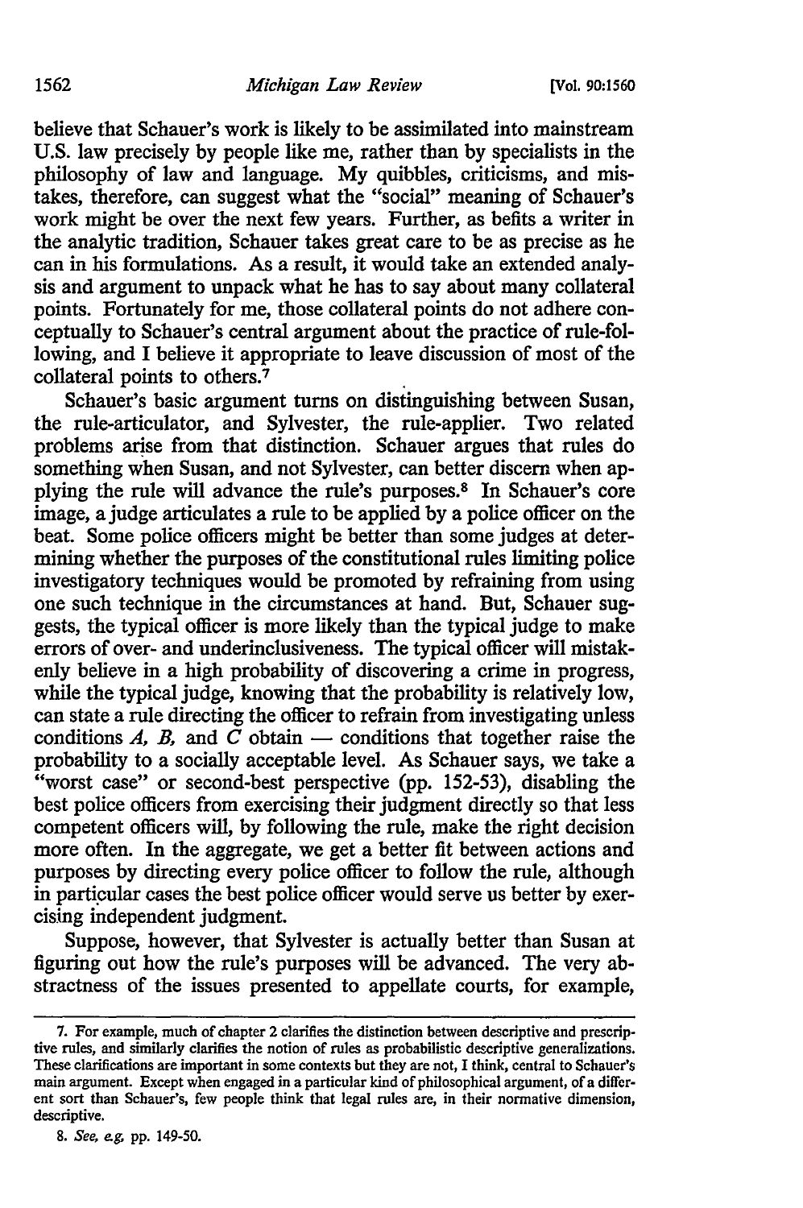believe that Schauer's work is likely to be assimilated into mainstream U.S. law precisely by people like me, rather than by specialists in the philosophy of law and language. My quibbles, criticisms, and mistakes, therefore, can suggest what the "social" meaning of Schauer's work might be over the next few years. Further, as befits a writer in the analytic tradition, Schauer takes great care to be as precise as he can in his formulations. As a result, it would take an extended analysis and argument to unpack what he has to say about many collateral points. Fortunately for me, those collateral points do not adhere conceptually to Schauer's central argument about the practice of rule-following, and I believe it appropriate to leave discussion of most of the collateral points to others.[7]

Schauer's basic argument turns on distinguishing between Susan, the rule-articulator, and Sylvester, the rule-applier. Two related problems arise from that distinction. Schauer argues that rules do something when Susan, and not Sylvester, can better discern when applying the rule will advance the rule's purposes.[8] In Schauer's core image, a judge articulates a rule to be applied by a police officer on the beat. Some police officers might be better than some judges at determining whether the purposes of the constitutional rules limiting police investigatory techniques would be promoted by refraining from using one such technique in the circumstances at hand. But, Schauer suggests, the typical officer is more likely than the typical judge to make errors of over- and underinclusiveness. The typical officer will mistakenly believe in a high probability of discovering a crime in progress, while the typical judge, knowing that the probability is relatively low, can state a rule directing the officer to refrain from investigating unless conditions *A*, *B*, and *C* obtain — conditions that together raise the probability to a socially acceptable level. As Schauer says, we take a "worst case" or second-best perspective (pp. 152-53), disabling the best police officers from exercising their judgment directly so that less competent officers will, by following the rule, make the right decision more often. In the aggregate, we get a better fit between actions and purposes by directing every police officer to follow the rule, although in particular cases the best police officer would serve us better by exercising independent judgment.

Suppose, however, that Sylvester is actually better than Susan at figuring out how the rule's purposes will be advanced. The very abstractness of the issues presented to appellate courts, for example,

---

7. For example, much of chapter 2 clarifies the distinction between descriptive and prescriptive rules, and similarly clarifies the notion of rules as probabilistic descriptive generalizations. These clarifications are important in some contexts but they are not, I think, central to Schauer's main argument. Except when engaged in a particular kind of philosophical argument, of a different sort than Schauer's, few people think that legal rules are, in their normative dimension, descriptive.

8. *See, e.g.*, pp. 149-50.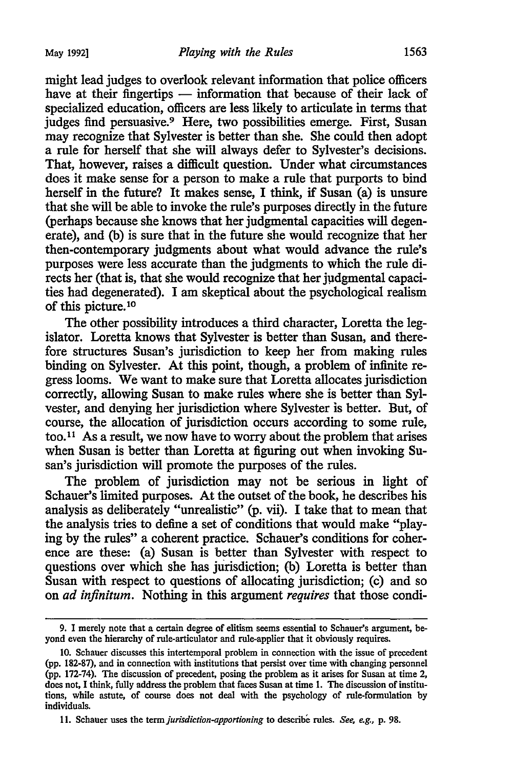might lead judges to overlook relevant information that police officers have at their fingertips — information that because of their lack of specialized education, officers are less likely to articulate in terms that judges find persuasive.[9] Here, two possibilities emerge. First, Susan may recognize that Sylvester is better than she. She could then adopt a rule for herself that she will always defer to Sylvester's decisions. That, however, raises a difficult question. Under what circumstances does it make sense for a person to make a rule that purports to bind herself in the future? It makes sense, I think, if Susan (a) is unsure that she will be able to invoke the rule's purposes directly in the future (perhaps because she knows that her judgmental capacities will degenerate), and (b) is sure that in the future she would recognize that her then-contemporary judgments about what would advance the rule's purposes were less accurate than the judgments to which the rule directs her (that is, that she would recognize that her judgmental capacities had degenerated). I am skeptical about the psychological realism of this picture.[10]

The other possibility introduces a third character, Loretta the legislator. Loretta knows that Sylvester is better than Susan, and therefore structures Susan's jurisdiction to keep her from making rules binding on Sylvester. At this point, though, a problem of infinite regress looms. We want to make sure that Loretta allocates jurisdiction correctly, allowing Susan to make rules where she is better than Sylvester, and denying her jurisdiction where Sylvester is better. But, of course, the allocation of jurisdiction occurs according to some rule, too.[11] As a result, we now have to worry about the problem that arises when Susan is better than Loretta at figuring out when invoking Susan's jurisdiction will promote the purposes of the rules.

The problem of jurisdiction may not be serious in light of Schauer's limited purposes. At the outset of the book, he describes his analysis as deliberately "unrealistic" (p. vii). I take that to mean that the analysis tries to define a set of conditions that would make "playing by the rules" a coherent practice. Schauer's conditions for coherence are these: (a) Susan is better than Sylvester with respect to questions over which she has jurisdiction; (b) Loretta is better than Susan with respect to questions of allocating jurisdiction; (c) and so on *ad infinitum*. Nothing in this argument *requires* that those condi-

9. I merely note that a certain degree of elitism seems essential to Schauer's argument, beyond even the hierarchy of rule-articulator and rule-applier that it obviously requires.

10. Schauer discusses this intertemporal problem in connection with the issue of precedent (pp. 182-87), and in connection with institutions that persist over time with changing personnel (pp. 172-74). The discussion of precedent, posing the problem as it arises for Susan at time 2, does not, I think, fully address the problem that faces Susan at time 1. The discussion of institutions, while astute, of course does not deal with the psychology of rule-formulation by individuals.

11. Schauer uses the term *jurisdiction-apportioning* to describe rules. *See, e.g.*, p. 98.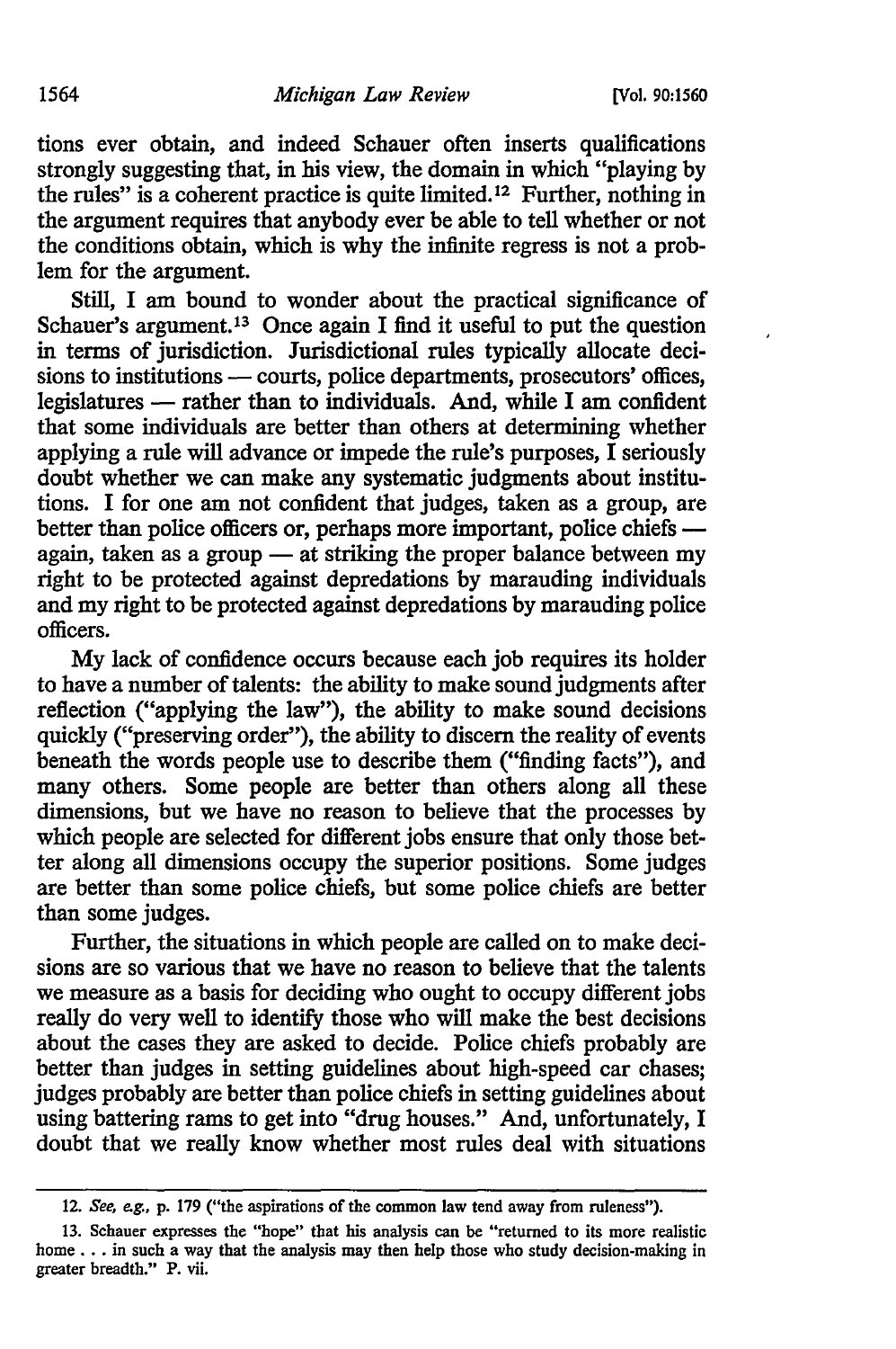tions ever obtain, and indeed Schauer often inserts qualifications strongly suggesting that, in his view, the domain in which "playing by the rules" is a coherent practice is quite limited.[12] Further, nothing in the argument requires that anybody ever be able to tell whether or not the conditions obtain, which is why the infinite regress is not a problem for the argument.

Still, I am bound to wonder about the practical significance of Schauer's argument.[13] Once again I find it useful to put the question in terms of jurisdiction. Jurisdictional rules typically allocate decisions to institutions — courts, police departments, prosecutors' offices, legislatures — rather than to individuals. And, while I am confident that some individuals are better than others at determining whether applying a rule will advance or impede the rule's purposes, I seriously doubt whether we can make any systematic judgments about institutions. I for one am not confident that judges, taken as a group, are better than police officers or, perhaps more important, police chiefs — again, taken as a group — at striking the proper balance between my right to be protected against depredations by marauding individuals and my right to be protected against depredations by marauding police officers.

My lack of confidence occurs because each job requires its holder to have a number of talents: the ability to make sound judgments after reflection ("applying the law"), the ability to make sound decisions quickly ("preserving order"), the ability to discern the reality of events beneath the words people use to describe them ("finding facts"), and many others. Some people are better than others along all these dimensions, but we have no reason to believe that the processes by which people are selected for different jobs ensure that only those better along all dimensions occupy the superior positions. Some judges are better than some police chiefs, but some police chiefs are better than some judges.

Further, the situations in which people are called on to make decisions are so various that we have no reason to believe that the talents we measure as a basis for deciding who ought to occupy different jobs really do very well to identify those who will make the best decisions about the cases they are asked to decide. Police chiefs probably are better than judges in setting guidelines about high-speed car chases; judges probably are better than police chiefs in setting guidelines about using battering rams to get into "drug houses." And, unfortunately, I doubt that we really know whether most rules deal with situations

---

12. *See, e.g.*, p. 179 ("the aspirations of the common law tend away from ruleness").

13. Schauer expresses the "hope" that his analysis can be "returned to its more realistic home . . . in such a way that the analysis may then help those who study decision-making in greater breadth." P. vii.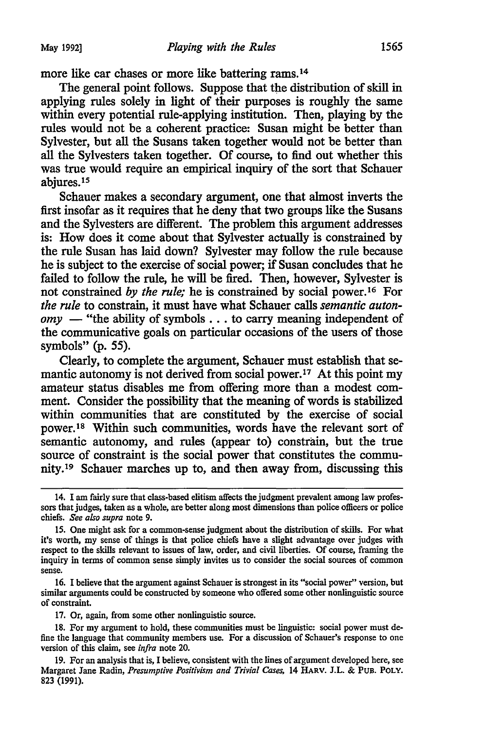more like car chases or more like battering rams.[14]

The general point follows. Suppose that the distribution of skill in applying rules solely in light of their purposes is roughly the same within every potential rule-applying institution. Then, playing by the rules would not be a coherent practice: Susan might be better than Sylvester, but all the Susans taken together would not be better than all the Sylvesters taken together. Of course, to find out whether this was true would require an empirical inquiry of the sort that Schauer abjures.[15]

Schauer makes a secondary argument, one that almost inverts the first insofar as it requires that he deny that two groups like the Susans and the Sylvesters are different. The problem this argument addresses is: How does it come about that Sylvester actually is constrained by the rule Susan has laid down? Sylvester may follow the rule because he is subject to the exercise of social power; if Susan concludes that he failed to follow the rule, he will be fired. Then, however, Sylvester is not constrained *by the rule;* he is constrained by social power.[16] For *the rule* to constrain, it must have what Schauer calls *semantic autonomy* — "the ability of symbols . . . to carry meaning independent of the communicative goals on particular occasions of the users of those symbols" (p. 55).

Clearly, to complete the argument, Schauer must establish that semantic autonomy is not derived from social power.[17] At this point my amateur status disables me from offering more than a modest comment. Consider the possibility that the meaning of words is stabilized within communities that are constituted by the exercise of social power.[18] Within such communities, words have the relevant sort of semantic autonomy, and rules (appear to) constrain, but the true source of constraint is the social power that constitutes the community.[19] Schauer marches up to, and then away from, discussing this

---

14. I am fairly sure that class-based elitism affects the judgment prevalent among law professors that judges, taken as a whole, are better along most dimensions than police officers or police chiefs. *See also supra* note 9.

15. One might ask for a common-sense judgment about the distribution of skills. For what it's worth, my sense of things is that police chiefs have a slight advantage over judges with respect to the skills relevant to issues of law, order, and civil liberties. Of course, framing the inquiry in terms of common sense simply invites us to consider the social sources of common sense.

16. I believe that the argument against Schauer is strongest in its "social power" version, but similar arguments could be constructed by someone who offered some other nonlinguistic source of constraint.

17. Or, again, from some other nonlinguistic source.

18. For my argument to hold, these communities must be linguistic: social power must define the language that community members use. For a discussion of Schauer's response to one version of this claim, see *infra* note 20.

19. For an analysis that is, I believe, consistent with the lines of argument developed here, see Margaret Jane Radin, *Presumptive Positivism and Trivial Cases*, 14 HARV. J.L. & PUB. POLY. 823 (1991).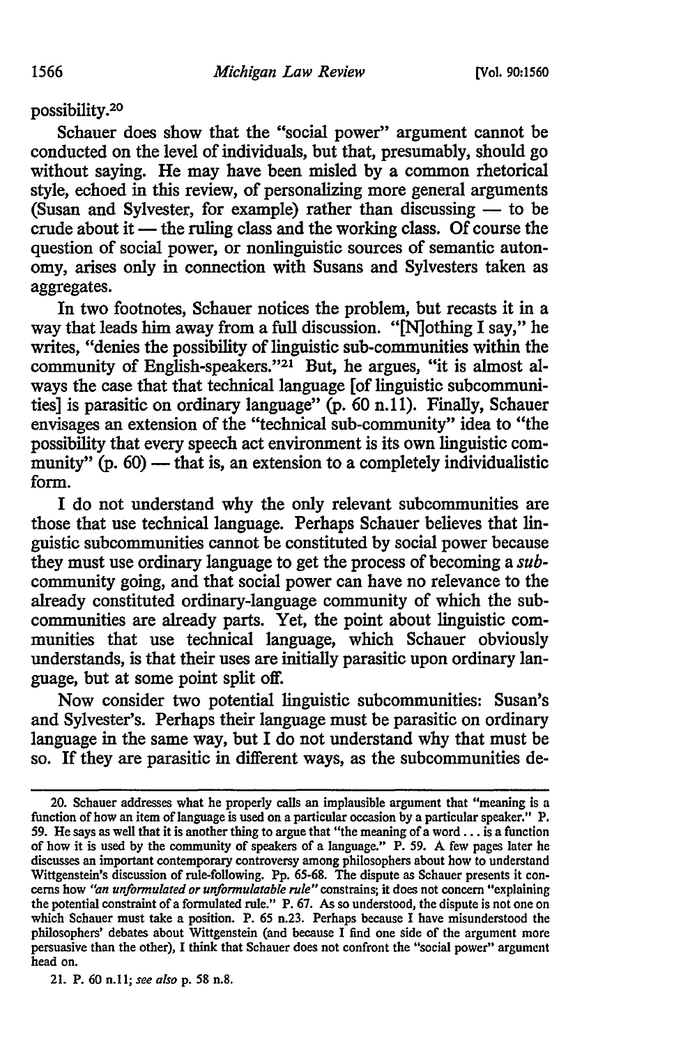possibility.[20]

Schauer does show that the "social power" argument cannot be conducted on the level of individuals, but that, presumably, should go without saying. He may have been misled by a common rhetorical style, echoed in this review, of personalizing more general arguments (Susan and Sylvester, for example) rather than discussing — to be crude about it — the ruling class and the working class. Of course the question of social power, or nonlinguistic sources of semantic autonomy, arises only in connection with Susans and Sylvesters taken as aggregates.

In two footnotes, Schauer notices the problem, but recasts it in a way that leads him away from a full discussion. "[N]othing I say," he writes, "denies the possibility of linguistic sub-communities within the community of English-speakers."[21] But, he argues, "it is almost always the case that that technical language [of linguistic subcommunities] is parasitic on ordinary language" (p. 60 n.11). Finally, Schauer envisages an extension of the "technical sub-community" idea to "the possibility that every speech act environment is its own linguistic community" (p. 60) — that is, an extension to a completely individualistic form.

I do not understand why the only relevant subcommunities are those that use technical language. Perhaps Schauer believes that linguistic subcommunities cannot be constituted by social power because they must use ordinary language to get the process of becoming a *sub*-community going, and that social power can have no relevance to the already constituted ordinary-language community of which the subcommunities are already parts. Yet, the point about linguistic communities that use technical language, which Schauer obviously understands, is that their uses are initially parasitic upon ordinary language, but at some point split off.

Now consider two potential linguistic subcommunities: Susan's and Sylvester's. Perhaps their language must be parasitic on ordinary language in the same way, but I do not understand why that must be so. If they are parasitic in different ways, as the subcommunities de-

---

20. Schauer addresses what he properly calls an implausible argument that "meaning is a function of how an item of language is used on a particular occasion by a particular speaker." P. 59. He says as well that it is another thing to argue that "the meaning of a word . . . is a function of how it is used by the community of speakers of a language." P. 59. A few pages later he discusses an important contemporary controversy among philosophers about how to understand Wittgenstein's discussion of rule-following. Pp. 65-68. The dispute as Schauer presents it concerns how *"an unformulated or unformulatable rule"* constrains; it does not concern "explaining the potential constraint of a formulated rule." P. 67. As so understood, the dispute is not one on which Schauer must take a position. P. 65 n.23. Perhaps because I have misunderstood the philosophers' debates about Wittgenstein (and because I find one side of the argument more persuasive than the other), I think that Schauer does not confront the "social power" argument head on.

21. P. 60 n.11; *see also* p. 58 n.8.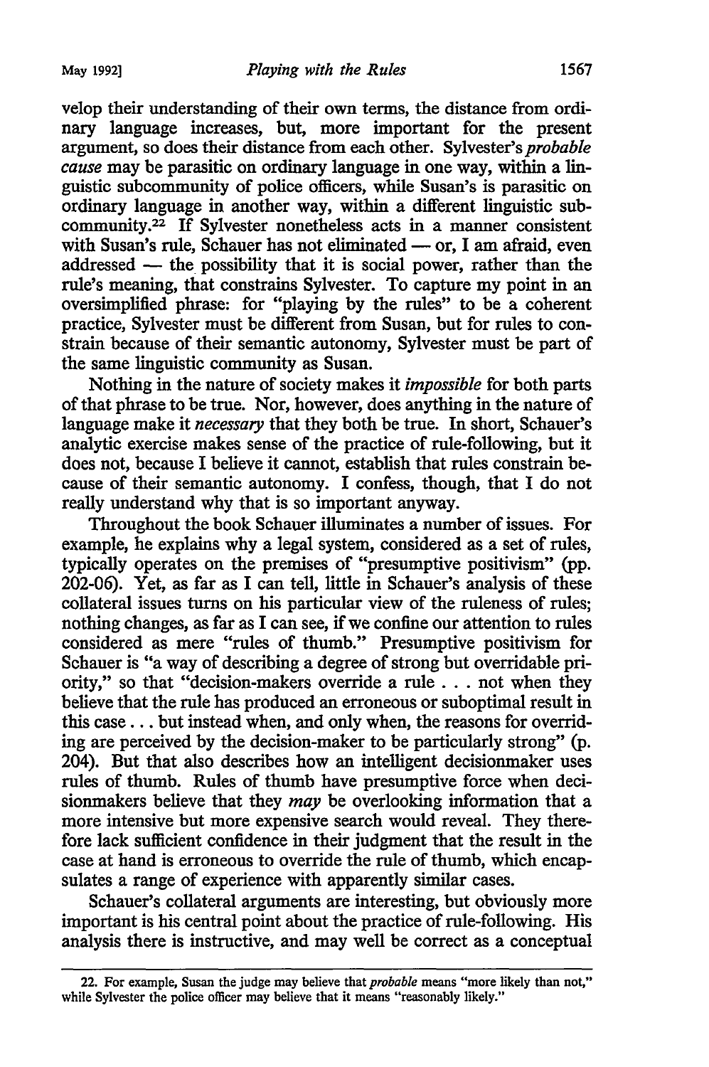velop their understanding of their own terms, the distance from ordinary language increases, but, more important for the present argument, so does their distance from each other. Sylvester's *probable cause* may be parasitic on ordinary language in one way, within a linguistic subcommunity of police officers, while Susan's is parasitic on ordinary language in another way, within a different linguistic subcommunity.[22] If Sylvester nonetheless acts in a manner consistent with Susan's rule, Schauer has not eliminated — or, I am afraid, even addressed — the possibility that it is social power, rather than the rule's meaning, that constrains Sylvester. To capture my point in an oversimplified phrase: for "playing by the rules" to be a coherent practice, Sylvester must be different from Susan, but for rules to constrain because of their semantic autonomy, Sylvester must be part of the same linguistic community as Susan.

Nothing in the nature of society makes it *impossible* for both parts of that phrase to be true. Nor, however, does anything in the nature of language make it *necessary* that they both be true. In short, Schauer's analytic exercise makes sense of the practice of rule-following, but it does not, because I believe it cannot, establish that rules constrain because of their semantic autonomy. I confess, though, that I do not really understand why that is so important anyway.

Throughout the book Schauer illuminates a number of issues. For example, he explains why a legal system, considered as a set of rules, typically operates on the premises of "presumptive positivism" (pp. 202-06). Yet, as far as I can tell, little in Schauer's analysis of these collateral issues turns on his particular view of the ruleness of rules; nothing changes, as far as I can see, if we confine our attention to rules considered as mere "rules of thumb." Presumptive positivism for Schauer is "a way of describing a degree of strong but overridable priority," so that "decision-makers override a rule . . . not when they believe that the rule has produced an erroneous or suboptimal result in this case . . . but instead when, and only when, the reasons for overriding are perceived by the decision-maker to be particularly strong" (p. 204). But that also describes how an intelligent decisionmaker uses rules of thumb. Rules of thumb have presumptive force when decisionmakers believe that they *may* be overlooking information that a more intensive but more expensive search would reveal. They therefore lack sufficient confidence in their judgment that the result in the case at hand is erroneous to override the rule of thumb, which encapsulates a range of experience with apparently similar cases.

Schauer's collateral arguments are interesting, but obviously more important is his central point about the practice of rule-following. His analysis there is instructive, and may well be correct as a conceptual

---

22. For example, Susan the judge may believe that *probable* means "more likely than not," while Sylvester the police officer may believe that it means "reasonably likely."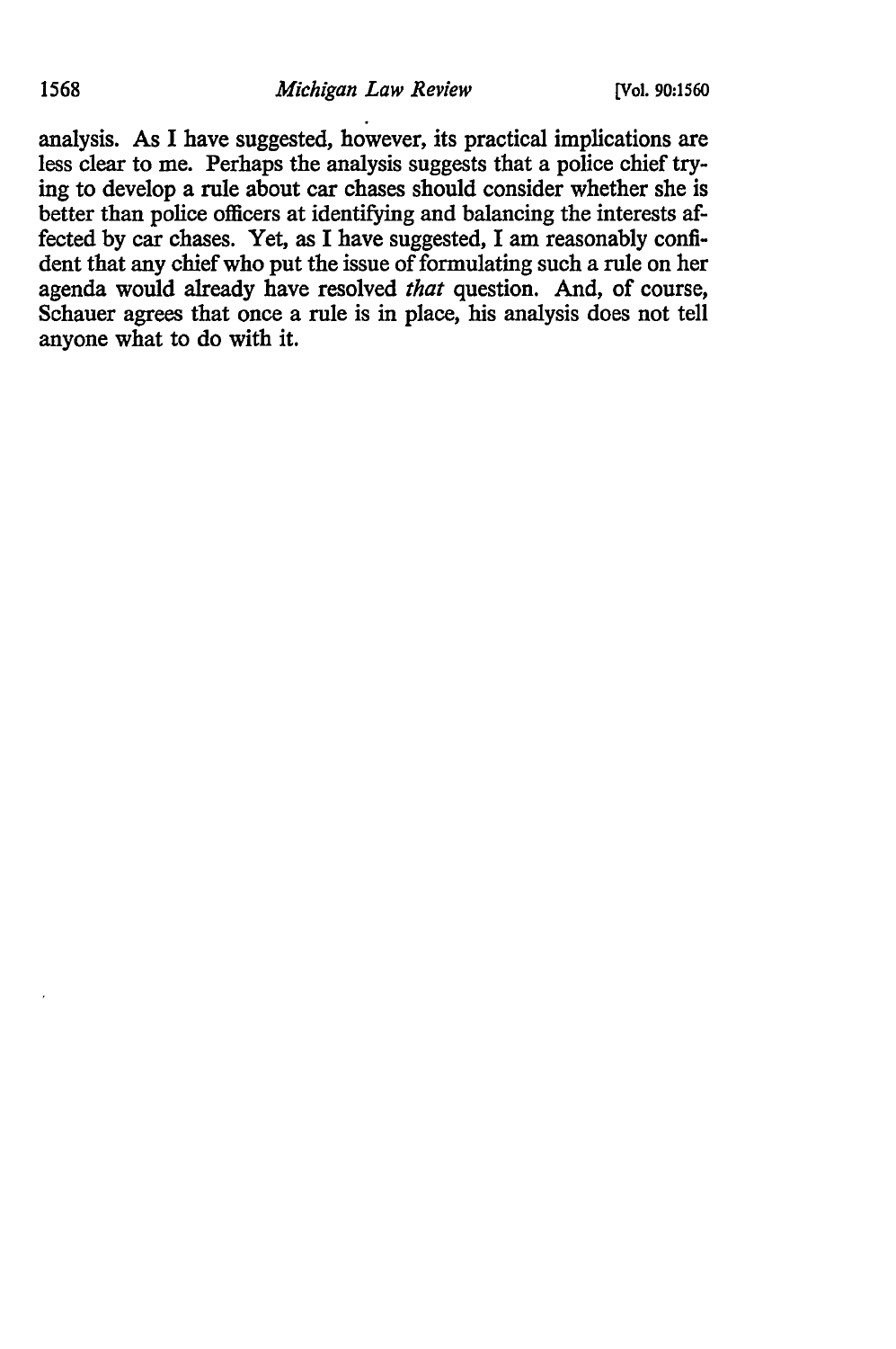analysis. As I have suggested, however, its practical implications are less clear to me. Perhaps the analysis suggests that a police chief trying to develop a rule about car chases should consider whether she is better than police officers at identifying and balancing the interests affected by car chases. Yet, as I have suggested, I am reasonably confident that any chief who put the issue of formulating such a rule on her agenda would already have resolved *that* question. And, of course, Schauer agrees that once a rule is in place, his analysis does not tell anyone what to do with it.